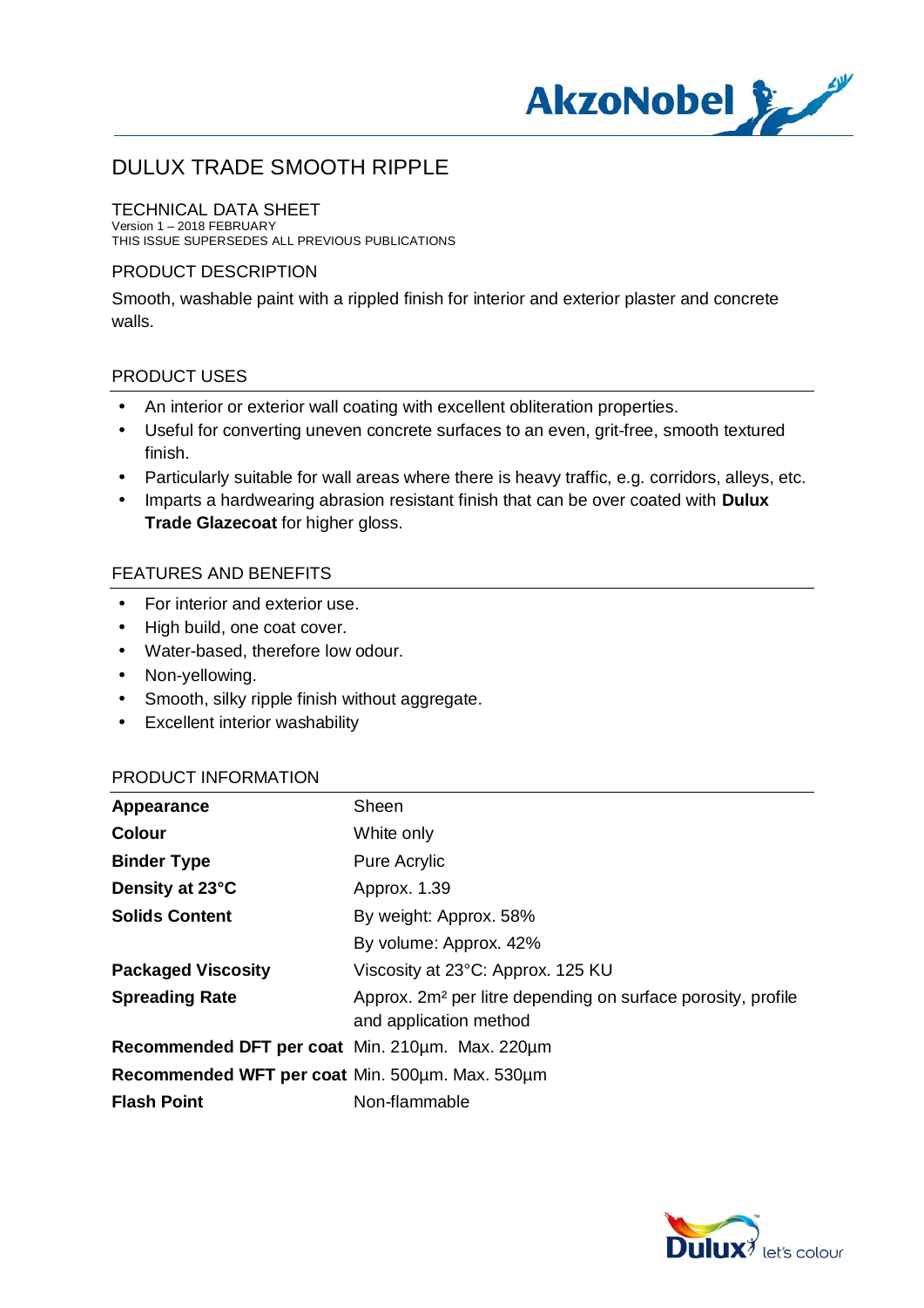# DULUX TRADE SMOOTH RIPPLE

## TECHNICAL DATA SHEET

Version 1 – 2018 FEBRUARY
THIS ISSUE SUPERSEDES ALL PREVIOUS PUBLICATIONS

## PRODUCT DESCRIPTION

Smooth, washable paint with a rippled finish for interior and exterior plaster and concrete walls.

## PRODUCT USES

- An interior or exterior wall coating with excellent obliteration properties.
- Useful for converting uneven concrete surfaces to an even, grit-free, smooth textured finish.
- Particularly suitable for wall areas where there is heavy traffic, e.g. corridors, alleys, etc.
- Imparts a hardwearing abrasion resistant finish that can be over coated with **Dulux Trade Glazecoat** for higher gloss.

## FEATURES AND BENEFITS

- For interior and exterior use.
- High build, one coat cover.
- Water-based, therefore low odour.
- Non-yellowing.
- Smooth, silky ripple finish without aggregate.
- Excellent interior washability

## PRODUCT INFORMATION

| | |
|---|---|
| **Appearance** | Sheen |
| **Colour** | White only |
| **Binder Type** | Pure Acrylic |
| **Density at 23°C** | Approx. 1.39 |
| **Solids Content** | By weight: Approx. 58% |
| | By volume: Approx. 42% |
| **Packaged Viscosity** | Viscosity at 23°C: Approx. 125 KU |
| **Spreading Rate** | Approx. 2m² per litre depending on surface porosity, profile and application method |
| **Recommended DFT per coat** | Min. 210µm. Max. 220µm |
| **Recommended WFT per coat** | Min. 500µm. Max. 530µm |
| **Flash Point** | Non-flammable |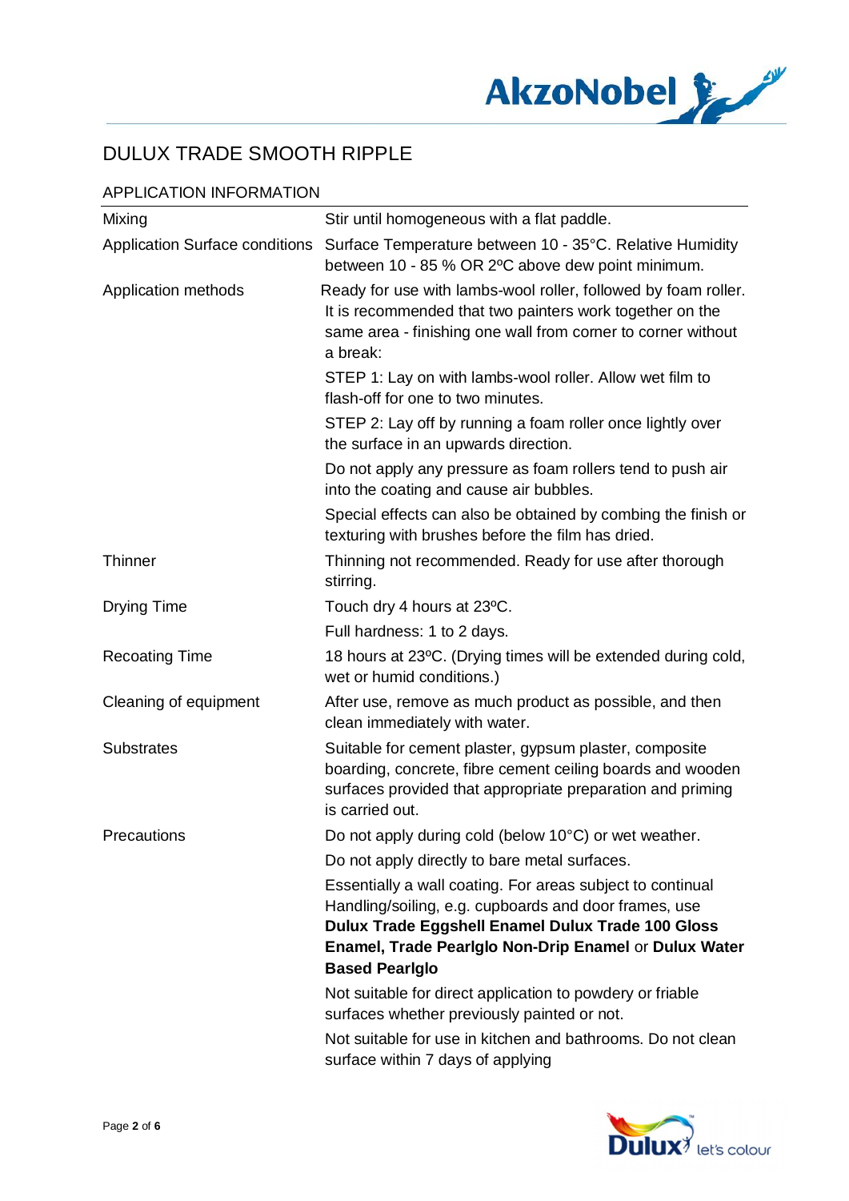# DULUX TRADE SMOOTH RIPPLE

## APPLICATION INFORMATION

| | |
|---|---|
| Mixing | Stir until homogeneous with a flat paddle. |
| Application Surface conditions | Surface Temperature between 10 - 35°C. Relative Humidity between 10 - 85 % OR 2ºC above dew point minimum. |
| Application methods | Ready for use with lambs-wool roller, followed by foam roller. It is recommended that two painters work together on the same area - finishing one wall from corner to corner without a break:<br>STEP 1: Lay on with lambs-wool roller. Allow wet film to flash-off for one to two minutes.<br>STEP 2: Lay off by running a foam roller once lightly over the surface in an upwards direction.<br>Do not apply any pressure as foam rollers tend to push air into the coating and cause air bubbles.<br>Special effects can also be obtained by combing the finish or texturing with brushes before the film has dried. |
| Thinner | Thinning not recommended. Ready for use after thorough stirring. |
| Drying Time | Touch dry 4 hours at 23ºC.<br>Full hardness: 1 to 2 days. |
| Recoating Time | 18 hours at 23ºC. (Drying times will be extended during cold, wet or humid conditions.) |
| Cleaning of equipment | After use, remove as much product as possible, and then clean immediately with water. |
| Substrates | Suitable for cement plaster, gypsum plaster, composite boarding, concrete, fibre cement ceiling boards and wooden surfaces provided that appropriate preparation and priming is carried out. |
| Precautions | Do not apply during cold (below 10°C) or wet weather.<br>Do not apply directly to bare metal surfaces.<br>Essentially a wall coating. For areas subject to continual Handling/soiling, e.g. cupboards and door frames, use **Dulux Trade Eggshell Enamel Dulux Trade 100 Gloss Enamel, Trade Pearlglo Non-Drip Enamel** or **Dulux Water Based Pearlglo**<br>Not suitable for direct application to powdery or friable surfaces whether previously painted or not.<br>Not suitable for use in kitchen and bathrooms. Do not clean surface within 7 days of applying |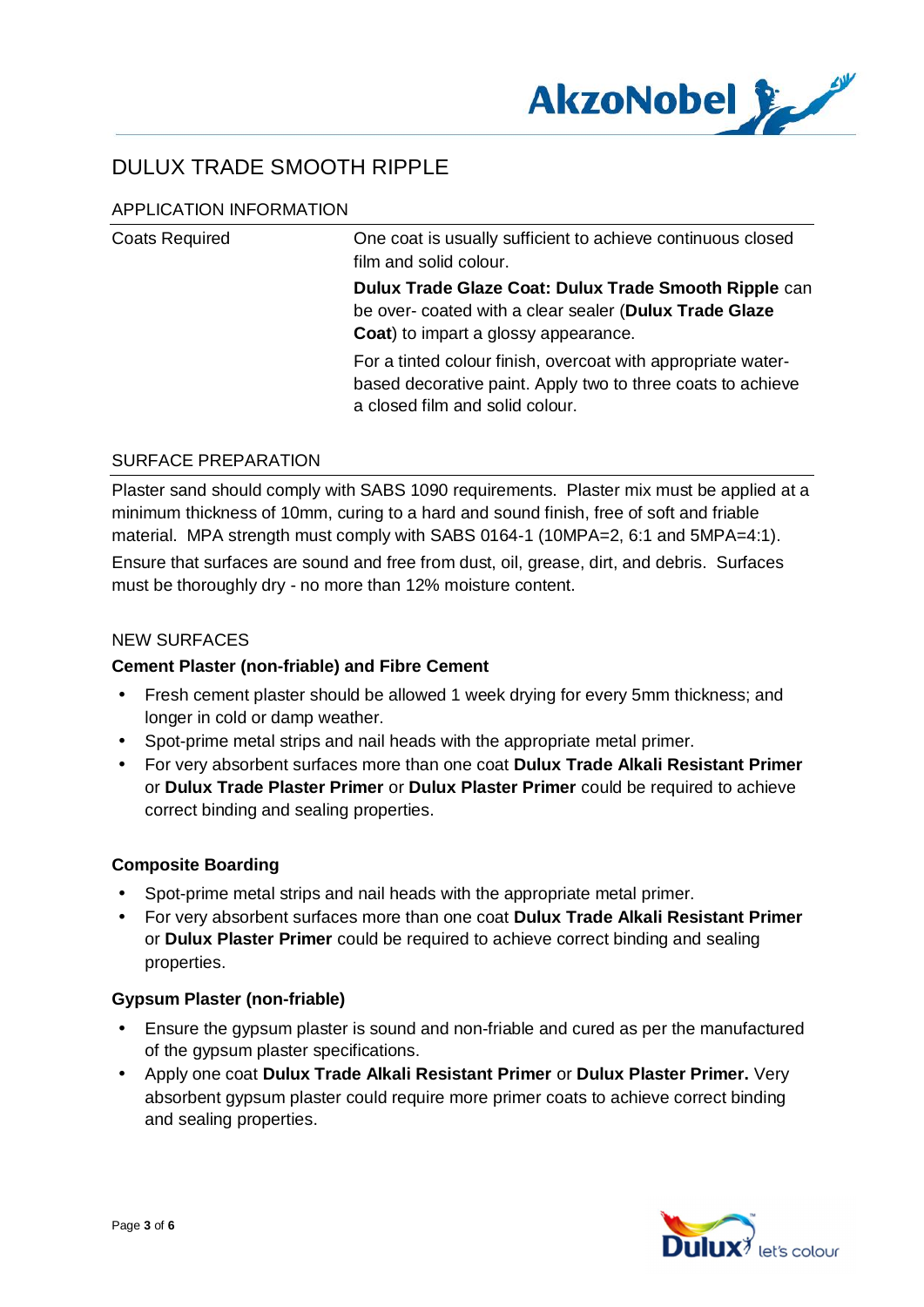# DULUX TRADE SMOOTH RIPPLE

## APPLICATION INFORMATION

| | |
|---|---|
| Coats Required | One coat is usually sufficient to achieve continuous closed film and solid colour.<br>**Dulux Trade Glaze Coat: Dulux Trade Smooth Ripple** can be over- coated with a clear sealer (**Dulux Trade Glaze Coat**) to impart a glossy appearance.<br>For a tinted colour finish, overcoat with appropriate water-based decorative paint. Apply two to three coats to achieve a closed film and solid colour. |

## SURFACE PREPARATION

Plaster sand should comply with SABS 1090 requirements. Plaster mix must be applied at a minimum thickness of 10mm, curing to a hard and sound finish, free of soft and friable material. MPA strength must comply with SABS 0164-1 (10MPA=2, 6:1 and 5MPA=4:1).

Ensure that surfaces are sound and free from dust, oil, grease, dirt, and debris. Surfaces must be thoroughly dry - no more than 12% moisture content.

## NEW SURFACES

### Cement Plaster (non-friable) and Fibre Cement

- Fresh cement plaster should be allowed 1 week drying for every 5mm thickness; and longer in cold or damp weather.
- Spot-prime metal strips and nail heads with the appropriate metal primer.
- For very absorbent surfaces more than one coat **Dulux Trade Alkali Resistant Primer** or **Dulux Trade Plaster Primer** or **Dulux Plaster Primer** could be required to achieve correct binding and sealing properties.

### Composite Boarding

- Spot-prime metal strips and nail heads with the appropriate metal primer.
- For very absorbent surfaces more than one coat **Dulux Trade Alkali Resistant Primer** or **Dulux Plaster Primer** could be required to achieve correct binding and sealing properties.

### Gypsum Plaster (non-friable)

- Ensure the gypsum plaster is sound and non-friable and cured as per the manufactured of the gypsum plaster specifications.
- Apply one coat **Dulux Trade Alkali Resistant Primer** or **Dulux Plaster Primer.** Very absorbent gypsum plaster could require more primer coats to achieve correct binding and sealing properties.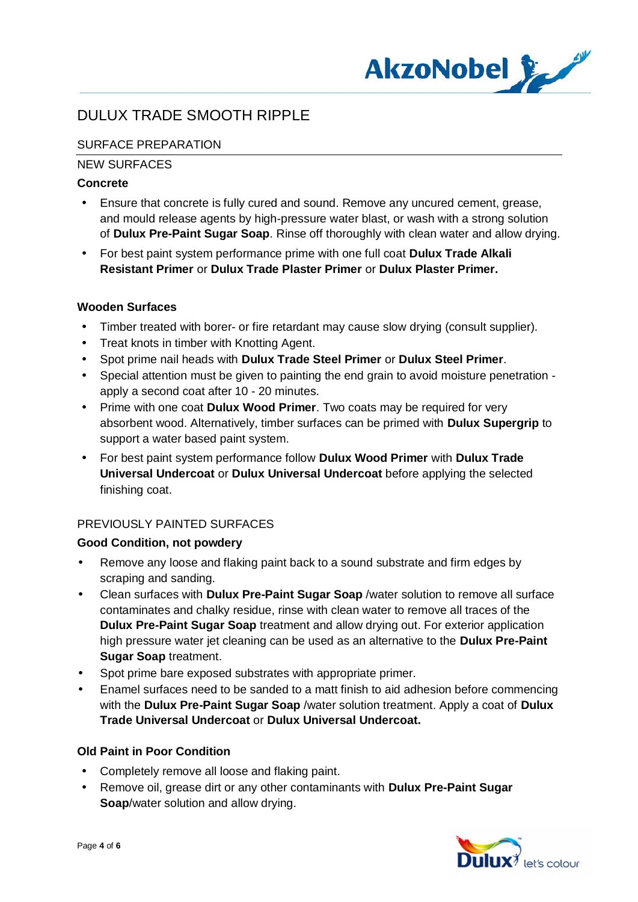# DULUX TRADE SMOOTH RIPPLE

## SURFACE PREPARATION

### NEW SURFACES

**Concrete**

- Ensure that concrete is fully cured and sound. Remove any uncured cement, grease, and mould release agents by high-pressure water blast, or wash with a strong solution of **Dulux Pre-Paint Sugar Soap**. Rinse off thoroughly with clean water and allow drying.
- For best paint system performance prime with one full coat **Dulux Trade Alkali Resistant Primer** or **Dulux Trade Plaster Primer** or **Dulux Plaster Primer.**

**Wooden Surfaces**

- Timber treated with borer- or fire retardant may cause slow drying (consult supplier).
- Treat knots in timber with Knotting Agent.
- Spot prime nail heads with **Dulux Trade Steel Primer** or **Dulux Steel Primer**.
- Special attention must be given to painting the end grain to avoid moisture penetration - apply a second coat after 10 - 20 minutes.
- Prime with one coat **Dulux Wood Primer**. Two coats may be required for very absorbent wood. Alternatively, timber surfaces can be primed with **Dulux Supergrip** to support a water based paint system.
- For best paint system performance follow **Dulux Wood Primer** with **Dulux Trade Universal Undercoat** or **Dulux Universal Undercoat** before applying the selected finishing coat.

### PREVIOUSLY PAINTED SURFACES

**Good Condition, not powdery**

- Remove any loose and flaking paint back to a sound substrate and firm edges by scraping and sanding.
- Clean surfaces with **Dulux Pre-Paint Sugar Soap** /water solution to remove all surface contaminates and chalky residue, rinse with clean water to remove all traces of the **Dulux Pre-Paint Sugar Soap** treatment and allow drying out. For exterior application high pressure water jet cleaning can be used as an alternative to the **Dulux Pre-Paint Sugar Soap** treatment.
- Spot prime bare exposed substrates with appropriate primer.
- Enamel surfaces need to be sanded to a matt finish to aid adhesion before commencing with the **Dulux Pre-Paint Sugar Soap** /water solution treatment. Apply a coat of **Dulux Trade Universal Undercoat** or **Dulux Universal Undercoat.**

**Old Paint in Poor Condition**

- Completely remove all loose and flaking paint.
- Remove oil, grease dirt or any other contaminants with **Dulux Pre-Paint Sugar Soap**/water solution and allow drying.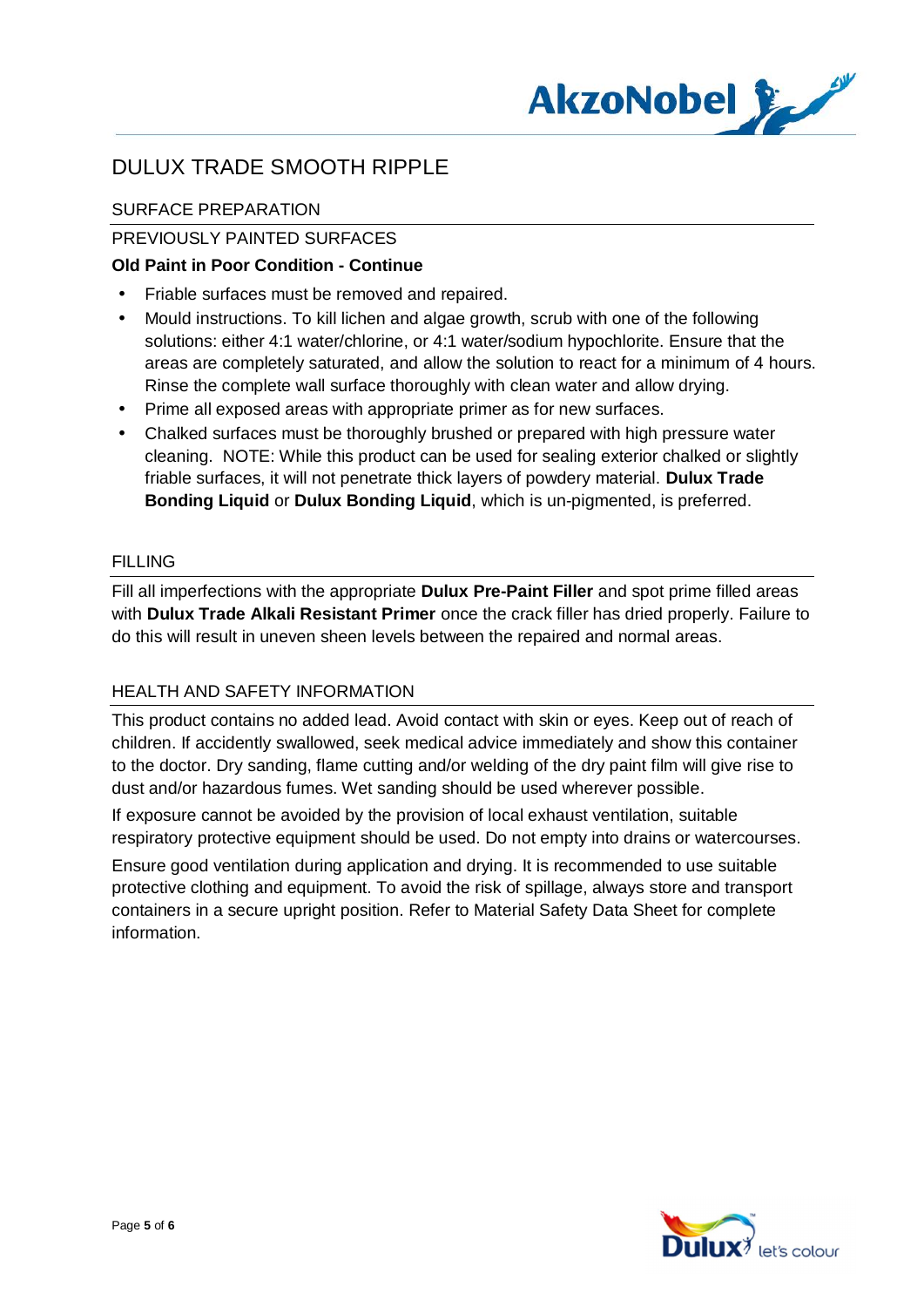# DULUX TRADE SMOOTH RIPPLE

## SURFACE PREPARATION

### PREVIOUSLY PAINTED SURFACES

**Old Paint in Poor Condition - Continue**

- Friable surfaces must be removed and repaired.
- Mould instructions. To kill lichen and algae growth, scrub with one of the following solutions: either 4:1 water/chlorine, or 4:1 water/sodium hypochlorite. Ensure that the areas are completely saturated, and allow the solution to react for a minimum of 4 hours. Rinse the complete wall surface thoroughly with clean water and allow drying.
- Prime all exposed areas with appropriate primer as for new surfaces.
- Chalked surfaces must be thoroughly brushed or prepared with high pressure water cleaning. NOTE: While this product can be used for sealing exterior chalked or slightly friable surfaces, it will not penetrate thick layers of powdery material. **Dulux Trade Bonding Liquid** or **Dulux Bonding Liquid**, which is un-pigmented, is preferred.

## FILLING

Fill all imperfections with the appropriate **Dulux Pre-Paint Filler** and spot prime filled areas with **Dulux Trade Alkali Resistant Primer** once the crack filler has dried properly. Failure to do this will result in uneven sheen levels between the repaired and normal areas.

## HEALTH AND SAFETY INFORMATION

This product contains no added lead. Avoid contact with skin or eyes. Keep out of reach of children. If accidently swallowed, seek medical advice immediately and show this container to the doctor. Dry sanding, flame cutting and/or welding of the dry paint film will give rise to dust and/or hazardous fumes. Wet sanding should be used wherever possible.

If exposure cannot be avoided by the provision of local exhaust ventilation, suitable respiratory protective equipment should be used. Do not empty into drains or watercourses.

Ensure good ventilation during application and drying. It is recommended to use suitable protective clothing and equipment. To avoid the risk of spillage, always store and transport containers in a secure upright position. Refer to Material Safety Data Sheet for complete information.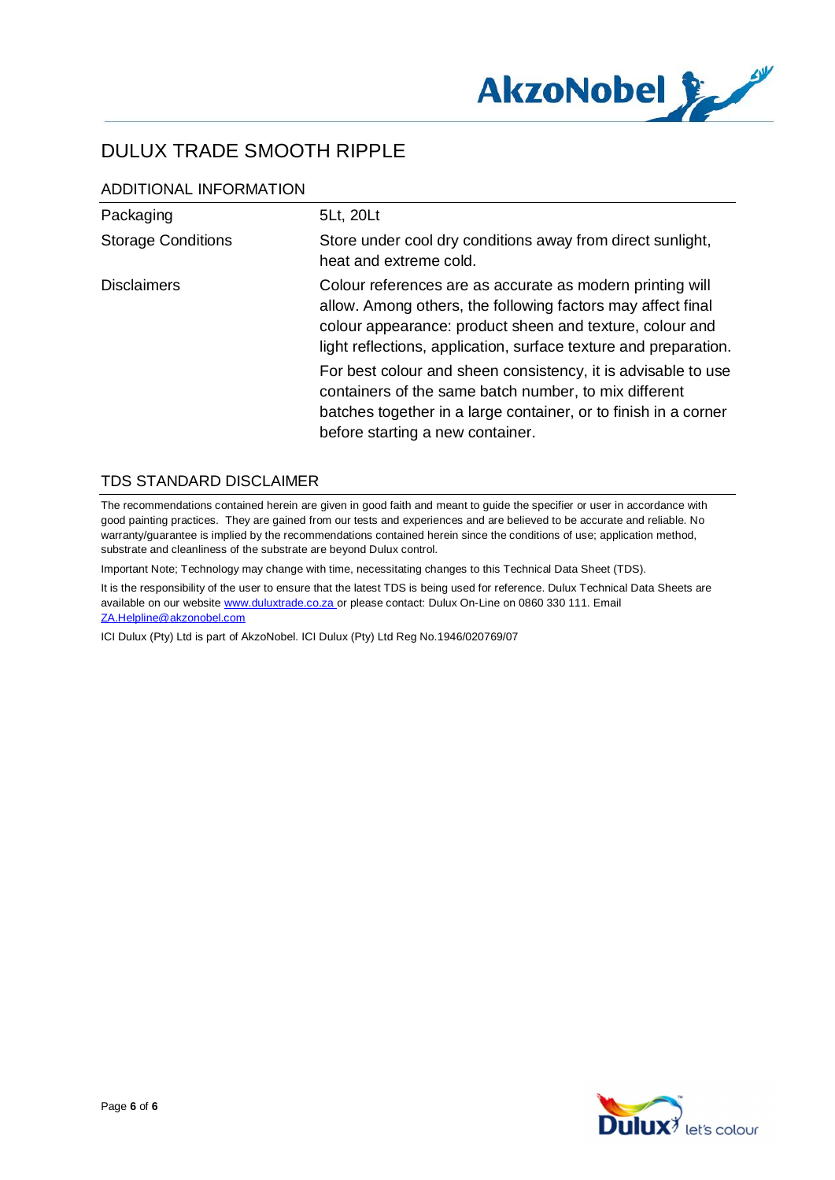# DULUX TRADE SMOOTH RIPPLE

## ADDITIONAL INFORMATION

| | |
|---|---|
| Packaging | 5Lt, 20Lt |
| Storage Conditions | Store under cool dry conditions away from direct sunlight, heat and extreme cold. |
| Disclaimers | Colour references are as accurate as modern printing will allow. Among others, the following factors may affect final colour appearance: product sheen and texture, colour and light reflections, application, surface texture and preparation.<br><br>For best colour and sheen consistency, it is advisable to use containers of the same batch number, to mix different batches together in a large container, or to finish in a corner before starting a new container. |

## TDS STANDARD DISCLAIMER

The recommendations contained herein are given in good faith and meant to guide the specifier or user in accordance with good painting practices. They are gained from our tests and experiences and are believed to be accurate and reliable. No warranty/guarantee is implied by the recommendations contained herein since the conditions of use; application method, substrate and cleanliness of the substrate are beyond Dulux control.

Important Note; Technology may change with time, necessitating changes to this Technical Data Sheet (TDS).

It is the responsibility of the user to ensure that the latest TDS is being used for reference. Dulux Technical Data Sheets are available on our website www.duluxtrade.co.za or please contact: Dulux On-Line on 0860 330 111. Email ZA.Helpline@akzonobel.com

ICI Dulux (Pty) Ltd is part of AkzoNobel. ICI Dulux (Pty) Ltd Reg No.1946/020769/07